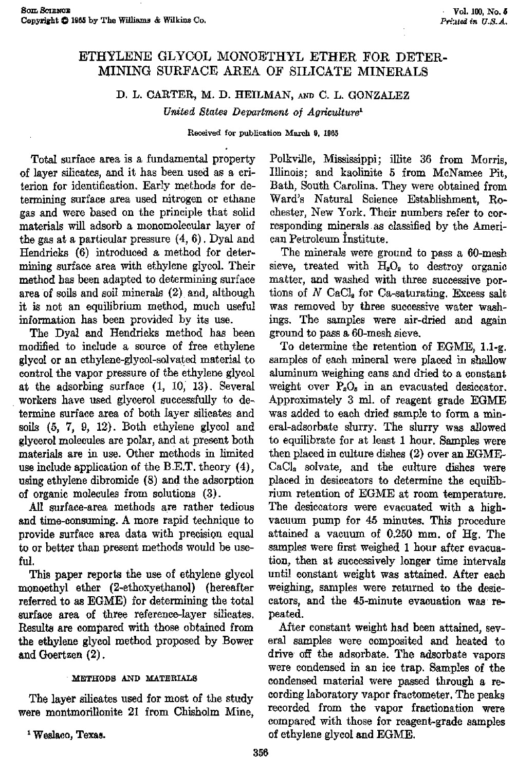# ETHYLENE GLYCOL MONOETHYL ETHER FOR DETERMINING SURFACE AREA OF SILICATE MINERALS

D. L. CARTER, M. D. HEILMAN, AND C. L. GONZALEZ

*United States Department of Agriculture*[1]

Received for publication March 9, 1965

Total surface area is a fundamental property of layer silicates, and it has been used as a criterion for identification. Early methods for determining surface area used nitrogen or ethane gas and were based on the principle that solid materials will adsorb a monomolecular layer of the gas at a particular pressure (4, 6). Dyal and Hendricks (6) introduced a method for determining surface area with ethylene glycol. Their method has been adapted to determining surface area of soils and soil minerals (2) and, although it is not an equilibrium method, much useful information has been provided by its use.

The Dyal and Hendricks method has been modified to include a source of free ethylene glycol or an ethylene-glycol-solvated material to control the vapor pressure of the ethylene glycol at the adsorbing surface (1, 10, 13). Several workers have used glycerol successfully to determine surface area of both layer silicates and soils (5, 7, 9, 12). Both ethylene glycol and glycerol molecules are polar, and at present both materials are in use. Other methods in limited use include application of the B.E.T. theory (4), using ethylene dibromide (8) and the adsorption of organic molecules from solutions (3).

All surface-area methods are rather tedious and time-consuming. A more rapid technique to provide surface area data with precision equal to or better than present methods would be useful.

This paper reports the use of ethylene glycol monoethyl ether (2-ethoxyethanol) (hereafter referred to as EGME) for determining the total surface area of three reference-layer silicates. Results are compared with those obtained from the ethylene glycol method proposed by Bower and Goertzen (2).

## METHODS AND MATERIALS

The layer silicates used for most of the study were montmorillonite 21 from Chisholm Mine, Polkville, Mississippi; illite 36 from Morris, Illinois; and kaolinite 5 from McNamee Pit, Bath, South Carolina. They were obtained from Ward's Natural Science Establishment, Rochester, New York. Their numbers refer to corresponding minerals as classified by the American Petroleum Institute.

The minerals were ground to pass a 60-mesh sieve, treated with $H_2O_2$ to destroy organic matter, and washed with three successive portions of $N$ $CaCl_2$ for Ca-saturating. Excess salt was removed by three successive water washings. The samples were air-dried and again ground to pass a 60-mesh sieve.

To determine the retention of EGME, 1.1-g. samples of each mineral were placed in shallow aluminum weighing cans and dried to a constant weight over $P_2O_5$ in an evacuated desiccator. Approximately 3 ml. of reagent grade EGME was added to each dried sample to form a mineral-adsorbate slurry. The slurry was allowed to equilibrate for at least 1 hour. Samples were then placed in culture dishes (2) over an EGME-$CaCl_2$ solvate, and the culture dishes were placed in desiccators to determine the equilibrium retention of EGME at room temperature. The desiccators were evacuated with a high-vacuum pump for 45 minutes. This procedure attained a vacuum of 0.250 mm. of Hg. The samples were first weighed 1 hour after evacuation, then at successively longer time intervals until constant weight was attained. After each weighing, samples were returned to the desiccators, and the 45-minute evacuation was repeated.

After constant weight had been attained, several samples were composited and heated to drive off the adsorbate. The adsorbate vapors were condensed in an ice trap. Samples of the condensed material were passed through a recording laboratory vapor fractometer. The peaks recorded from the vapor fractionation were compared with those for reagent-grade samples of ethylene glycol and EGME.

[1] Weslaco, Texas.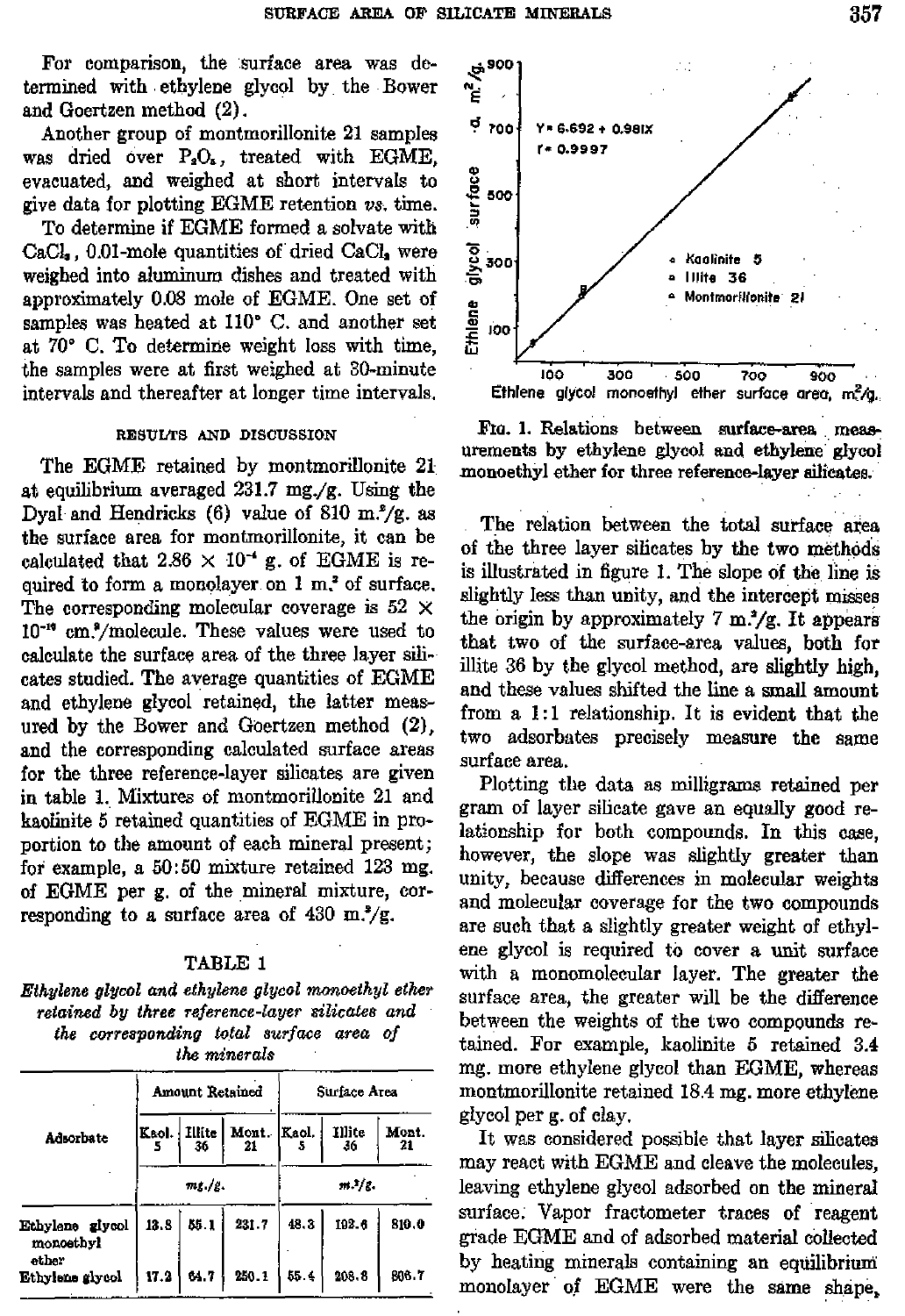For comparison, the surface area was determined with ethylene glycol by the Bower and Goertzen method (2).

Another group of montmorillonite 21 samples was dried over $P_2O_5$, treated with EGME, evacuated, and weighed at short intervals to give data for plotting EGME retention *vs.* time.

To determine if EGME formed a solvate with $CaCl_2$, 0.01-mole quantities of dried $CaCl_2$ were weighed into aluminum dishes and treated with approximately 0.08 mole of EGME. One set of samples was heated at 110° C. and another set at 70° C. To determine weight loss with time, the samples were at first weighed at 30-minute intervals and thereafter at longer time intervals.

## RESULTS AND DISCUSSION

The EGME retained by montmorillonite 21 at equilibrium averaged 231.7 mg./g. Using the Dyal and Hendricks (6) value of 810 m.²/g. as the surface area for montmorillonite, it can be calculated that $2.86 \times 10^{-4}$ g. of EGME is required to form a monolayer on 1 m.² of surface. The corresponding molecular coverage is $52 \times 10^{-16}$ cm.²/molecule. These values were used to calculate the surface area of the three layer silicates studied. The average quantities of EGME and ethylene glycol retained, the latter measured by the Bower and Goertzen method (2), and the corresponding calculated surface areas for the three reference-layer silicates are given in table 1. Mixtures of montmorillonite 21 and kaolinite 5 retained quantities of EGME in proportion to the amount of each mineral present; for example, a 50:50 mixture retained 123 mg. of EGME per g. of the mineral mixture, corresponding to a surface area of 430 m.²/g.

TABLE 1

*Ethylene glycol and ethylene glycol monoethyl ether retained by three reference-layer silicates and the corresponding total surface area of the minerals*

| Adsorbate | Amount Retained | | | Surface Area | | |
|---|---|---|---|---|---|---|
| | Kaol. 5 | Illite 36 | Mont. 21 | Kaol. 5 | Illite 36 | Mont. 21 |
| | *mg./g.* | | | *m.²/g.* | | |
| Ethylene glycol monoethyl ether | 13.8 | 55.1 | 231.7 | 48.3 | 192.6 | 810.0 |
| Ethylene glycol | 17.2 | 64.7 | 250.1 | 55.4 | 208.8 | 806.7 |

FIG. 1. Relations between surface-area measurements by ethylene glycol and ethylene glycol monoethyl ether for three reference-layer silicates.

The relation between the total surface area of the three layer silicates by the two methods is illustrated in figure 1. The slope of the line is slightly less than unity, and the intercept misses the origin by approximately 7 m.²/g. It appears that two of the surface-area values, both for illite 36 by the glycol method, are slightly high, and these values shifted the line a small amount from a 1:1 relationship. It is evident that the two adsorbates precisely measure the same surface area.

Plotting the data as milligrams retained per gram of layer silicate gave an equally good relationship for both compounds. In this case, however, the slope was slightly greater than unity, because differences in molecular weights and molecular coverage for the two compounds are such that a slightly greater weight of ethylene glycol is required to cover a unit surface with a monomolecular layer. The greater the surface area, the greater will be the difference between the weights of the two compounds retained. For example, kaolinite 5 retained 3.4 mg. more ethylene glycol than EGME, whereas montmorillonite retained 18.4 mg. more ethylene glycol per g. of clay.

It was considered possible that layer silicates may react with EGME and cleave the molecules, leaving ethylene glycol adsorbed on the mineral surface. Vapor fractometer traces of reagent grade EGME and of adsorbed material collected by heating minerals containing an equilibrium monolayer of EGME were the same shape,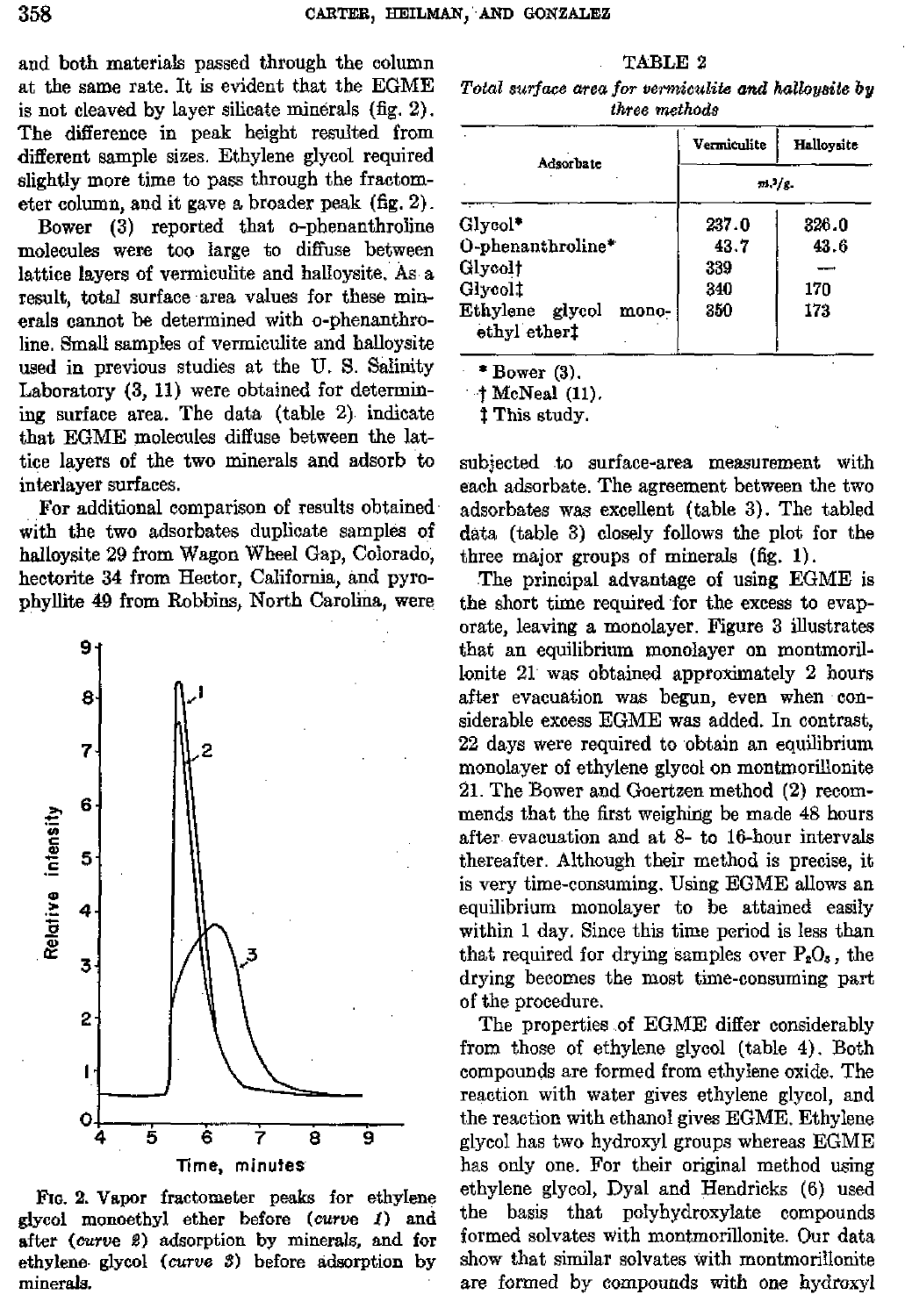and both materials passed through the column at the same rate. It is evident that the EGME is not cleaved by layer silicate minerals (fig. 2). The difference in peak height resulted from different sample sizes. Ethylene glycol required slightly more time to pass through the fractometer column, and it gave a broader peak (fig. 2).

Bower (3) reported that o-phenanthroline molecules were too large to diffuse between lattice layers of vermiculite and halloysite. As a result, total surface area values for these minerals cannot be determined with o-phenanthroline. Small samples of vermiculite and halloysite used in previous studies at the U. S. Salinity Laboratory (3, 11) were obtained for determining surface area. The data (table 2) indicate that EGME molecules diffuse between the lattice layers of the two minerals and adsorb to interlayer surfaces.

For additional comparison of results obtained with the two adsorbates duplicate samples of halloysite 29 from Wagon Wheel Gap, Colorado, hectorite 34 from Hector, California, and pyrophyllite 49 from Robbins, North Carolina, were subjected to surface-area measurement with each adsorbate. The agreement between the two adsorbates was excellent (table 3). The tabled data (table 3) closely follows the plot for the three major groups of minerals (fig. 1).

Fig. 2. Vapor fractometer peaks for ethylene glycol monoethyl ether before (*curve 1*) and after (*curve 2*) adsorption by minerals, and for ethylene glycol (*curve 3*) before adsorption by minerals.

TABLE 2

*Total surface area for vermiculite and halloysite by three methods*

| Adsorbate | Vermiculite | Halloysite |
|---|---|---|
| | $m.^2/g.$ | |
| Glycol* | 237.0 | 326.0 |
| O-phenanthroline* | 43.7 | 43.6 |
| Glycol† | 339 | — |
| Glycol‡ | 340 | 170 |
| Ethylene glycol monoethyl ether‡ | 350 | 173 |

\* Bower (3).
† McNeal (11).
‡ This study.

The principal advantage of using EGME is the short time required for the excess to evaporate, leaving a monolayer. Figure 3 illustrates that an equilibrium monolayer on montmorillonite 21 was obtained approximately 2 hours after evacuation was begun, even when considerable excess EGME was added. In contrast, 22 days were required to obtain an equilibrium monolayer of ethylene glycol on montmorillonite 21. The Bower and Goertzen method (2) recommends that the first weighing be made 48 hours after evacuation and at 8- to 16-hour intervals thereafter. Although their method is precise, it is very time-consuming. Using EGME allows an equilibrium monolayer to be attained easily within 1 day. Since this time period is less than that required for drying samples over $P_2O_5$, the drying becomes the most time-consuming part of the procedure.

The properties of EGME differ considerably from those of ethylene glycol (table 4). Both compounds are formed from ethylene oxide. The reaction with water gives ethylene glycol, and the reaction with ethanol gives EGME. Ethylene glycol has two hydroxyl groups whereas EGME has only one. For their original method using ethylene glycol, Dyal and Hendricks (6) used the basis that polyhydroxylate compounds formed solvates with montmorillonite. Our data show that similar solvates with montmorillonite are formed by compounds with one hydroxyl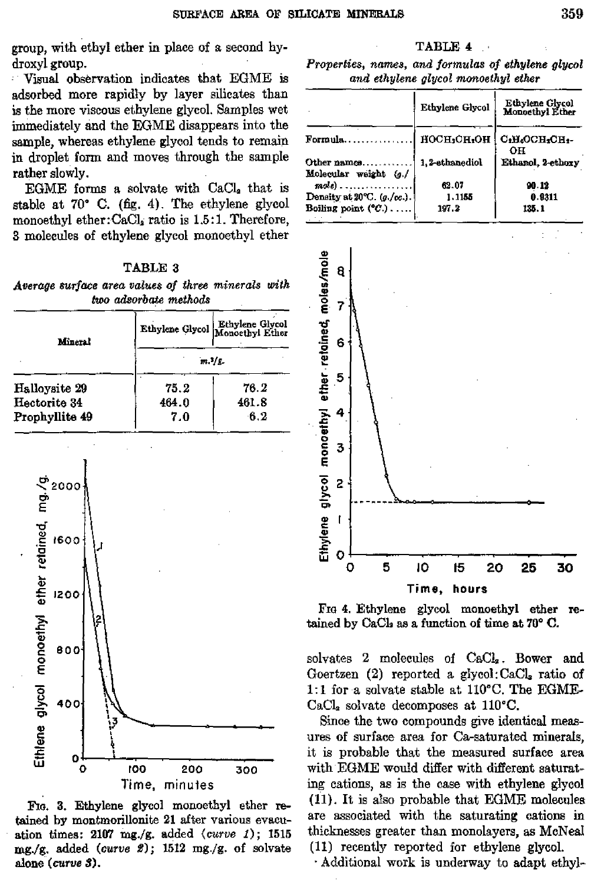group, with ethyl ether in place of a second hydroxyl group.

Visual observation indicates that EGME is adsorbed more rapidly by layer silicates than is the more viscous ethylene glycol. Samples wet immediately and the EGME disappears into the sample, whereas ethylene glycol tends to remain in droplet form and moves through the sample rather slowly.

EGME forms a solvate with $CaCl_2$ that is stable at 70° C. (fig. 4). The ethylene glycol monoethyl ether:$CaCl_2$ ratio is 1.5:1. Therefore, 3 molecules of ethylene glycol monoethyl ether solvates 2 molecules of $CaCl_2$. Bower and Goertzen (2) reported a glycol:$CaCl_2$ ratio of 1:1 for a solvate stable at 110°C. The EGME-$CaCl_2$ solvate decomposes at 110°C.

Since the two compounds give identical measures of surface area for Ca-saturated minerals, it is probable that the measured surface area with EGME would differ with different saturating cations, as is the case with ethylene glycol (11). It is also probable that EGME molecules are associated with the saturating cations in thicknesses greater than monolayers, as McNeal (11) recently reported for ethylene glycol.

Additional work is underway to adapt ethyl-

TABLE 3

*Average surface area values of three minerals with two adsorbate methods*

| Mineral | Ethylene Glycol | Ethylene Glycol Monoethyl Ether |
|---|---|---|
| | $m.^2/g.$ | |
| Halloysite 29 | 75.2 | 76.2 |
| Hectorite 34 | 464.0 | 461.8 |
| Prophyllite 49 | 7.0 | 6.2 |

FIG. 3. Ethylene glycol monoethyl ether retained by montmorillonite 21 after various evacuation times: 2107 mg./g. added (*curve 1*); 1515 mg./g. added (*curve 2*); 1512 mg./g. of solvate alone (*curve 3*).

TABLE 4

*Properties, names, and formulas of ethylene glycol and ethylene glycol monoethyl ether*

| | Ethylene Glycol | Ethylene Glycol Monoethyl Ether |
|---|---|---|
| Formula | $HOCH_2CH_2OH$ | $C_2H_5OCH_2CH_2OH$ |
| Other names | 1,2-ethanediol | Ethanol, 2-ethoxy |
| Molecular weight (*g./mole*) | 62.07 | 90.12 |
| Density at 20°C. (*g./cc.*) | 1.1155 | 0.9311 |
| Boiling point (°*C.*) | 197.2 | 135.1 |

FIG 4. Ethylene glycol monoethyl ether retained by $CaCl_2$ as a function of time at 70° C.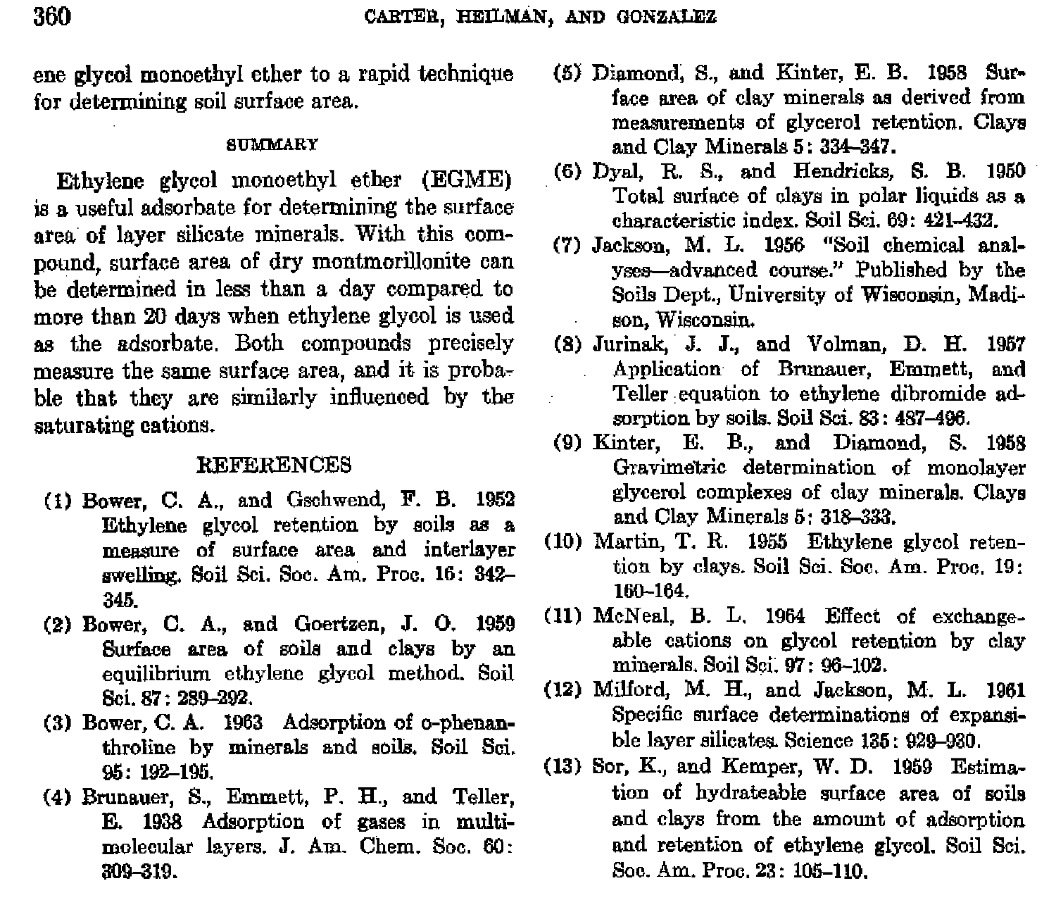ene glycol monoethyl ether to a rapid technique for determining soil surface area.

## SUMMARY

Ethylene glycol monoethyl ether (EGME) is a useful adsorbate for determining the surface area of layer silicate minerals. With this compound, surface area of dry montmorillonite can be determined in less than a day compared to more than 20 days when ethylene glycol is used as the adsorbate. Both compounds precisely measure the same surface area, and it is probable that they are similarly influenced by the saturating cations.

## REFERENCES

(1) Bower, C. A., and Gschwend, F. B. 1952 Ethylene glycol retention by soils as a measure of surface area and interlayer swelling. Soil Sci. Soc. Am. Proc. 16: 342–345.

(2) Bower, C. A., and Goertzen, J. O. 1959 Surface area of soils and clays by an equilibrium ethylene glycol method. Soil Sci. 87: 289–292.

(3) Bower, C. A. 1963 Adsorption of o-phenanthroline by minerals and soils. Soil Sci. 95: 192–195.

(4) Brunauer, S., Emmett, P. H., and Teller, E. 1938 Adsorption of gases in multimolecular layers. J. Am. Chem. Soc. 60: 309–319.

(5) Diamond, S., and Kinter, E. B. 1958 Surface area of clay minerals as derived from measurements of glycerol retention. Clays and Clay Minerals 5: 334–347.

(6) Dyal, R. S., and Hendricks, S. B. 1950 Total surface of clays in polar liquids as a characteristic index. Soil Sci. 69: 421–432.

(7) Jackson, M. L. 1956 "Soil chemical analyses—advanced course." Published by the Soils Dept., University of Wisconsin, Madison, Wisconsin.

(8) Jurinak, J. J., and Volman, D. H. 1957 Application of Brunauer, Emmett, and Teller equation to ethylene dibromide adsorption by soils. Soil Sci. 83: 487–496.

(9) Kinter, E. B., and Diamond, S. 1958 Gravimetric determination of monolayer glycerol complexes of clay minerals. Clays and Clay Minerals 5: 318–333.

(10) Martin, T. R. 1955 Ethylene glycol retention by clays. Soil Sci. Soc. Am. Proc. 19: 160–164.

(11) McNeal, B. L. 1964 Effect of exchangeable cations on glycol retention by clay minerals. Soil Sci. 97: 96–102.

(12) Milford, M. H., and Jackson, M. L. 1961 Specific surface determinations of expansible layer silicates. Science 135: 929–930.

(13) Sor, K., and Kemper, W. D. 1959 Estimation of hydrateable surface area of soils and clays from the amount of adsorption and retention of ethylene glycol. Soil Sci. Soc. Am. Proc. 23: 105–110.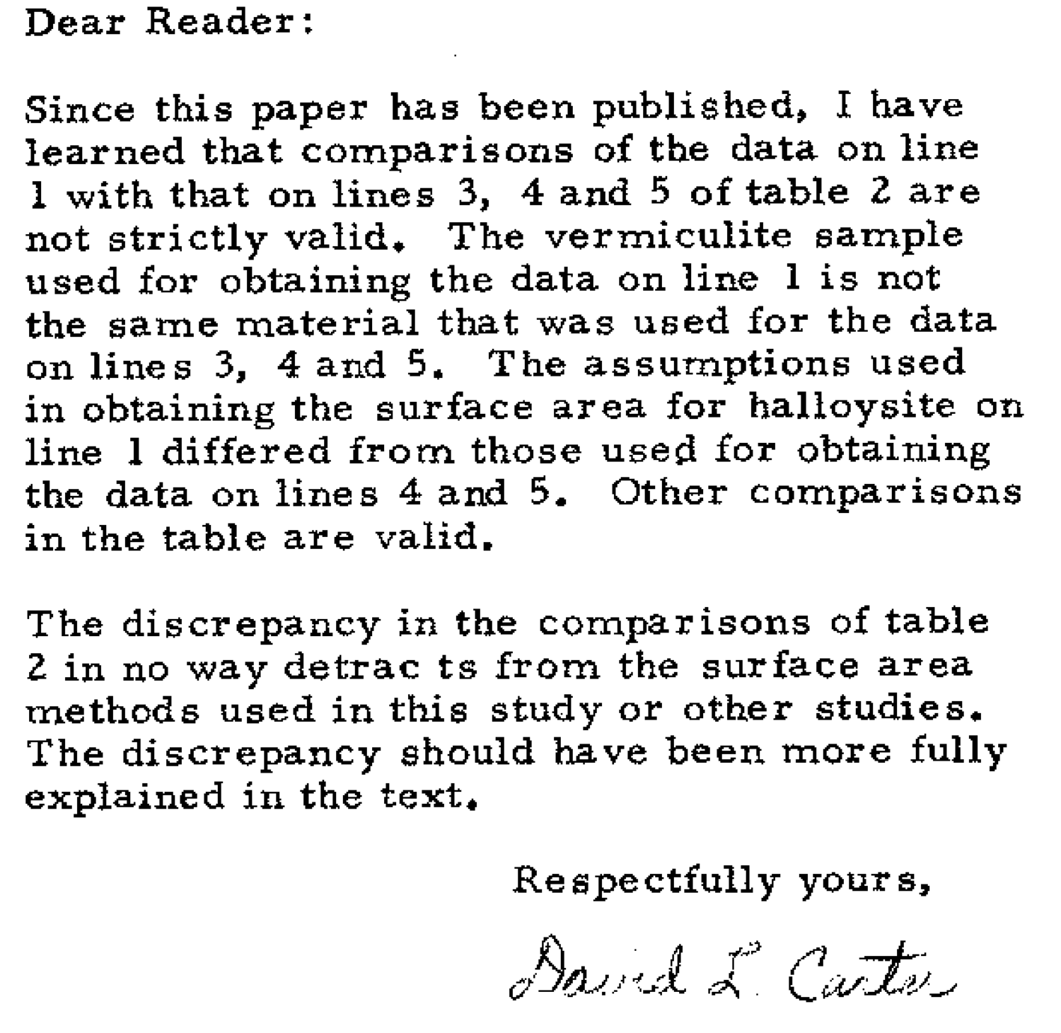Dear Reader:

Since this paper has been published, I have learned that comparisons of the data on line 1 with that on lines 3, 4 and 5 of table 2 are not strictly valid. The vermiculite sample used for obtaining the data on line 1 is not the same material that was used for the data on lines 3, 4 and 5. The assumptions used in obtaining the surface area for halloysite on line 1 differed from those used for obtaining the data on lines 4 and 5. Other comparisons in the table are valid.

The discrepancy in the comparisons of table 2 in no way detrac ts from the surface area methods used in this study or other studies. The discrepancy should have been more fully explained in the text.

Respectfully yours,

David L. Carter